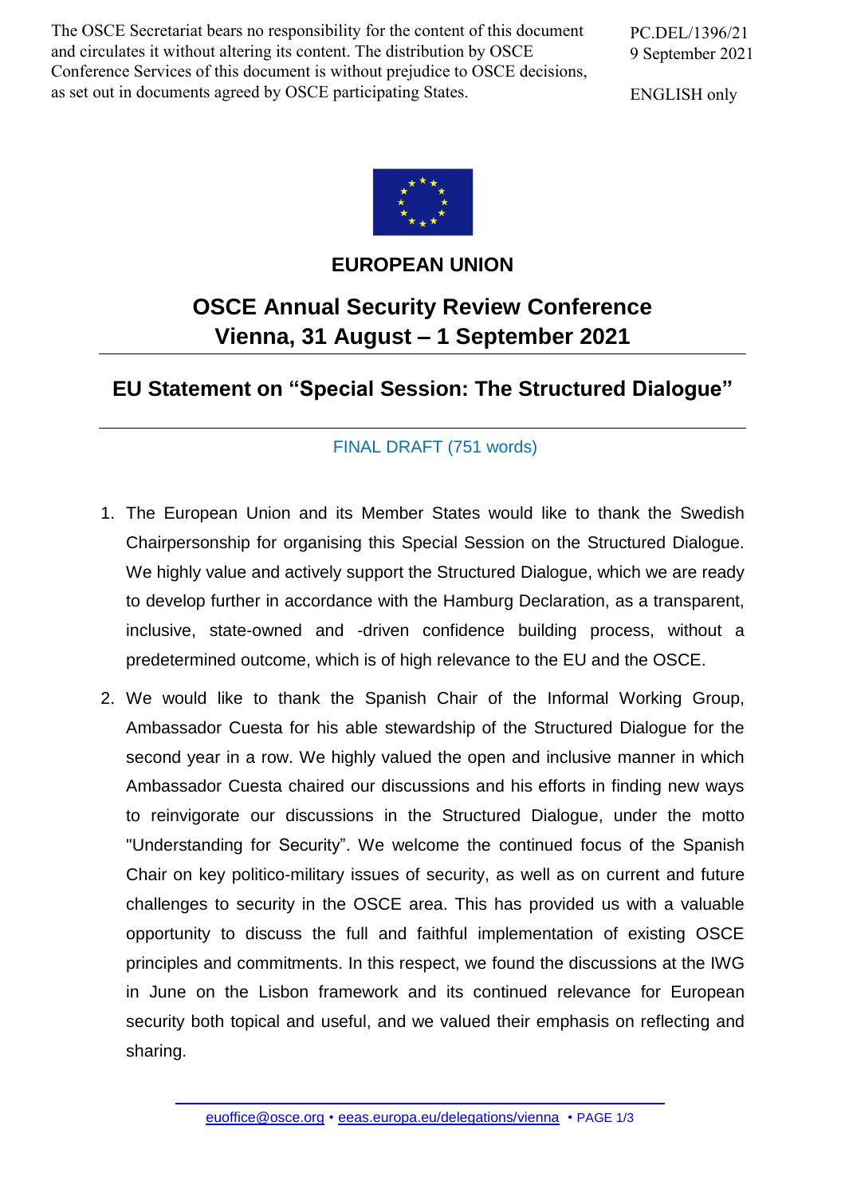The OSCE Secretariat bears no responsibility for the content of this document and circulates it without altering its content. The distribution by OSCE Conference Services of this document is without prejudice to OSCE decisions, as set out in documents agreed by OSCE participating States.

PC.DEL/1396/21
9 September 2021

ENGLISH only

**EUROPEAN UNION**

## OSCE Annual Security Review Conference
## Vienna, 31 August – 1 September 2021

## EU Statement on "Special Session: The Structured Dialogue"

FINAL DRAFT (751 words)

1. The European Union and its Member States would like to thank the Swedish Chairpersonship for organising this Special Session on the Structured Dialogue. We highly value and actively support the Structured Dialogue, which we are ready to develop further in accordance with the Hamburg Declaration, as a transparent, inclusive, state-owned and -driven confidence building process, without a predetermined outcome, which is of high relevance to the EU and the OSCE.

2. We would like to thank the Spanish Chair of the Informal Working Group, Ambassador Cuesta for his able stewardship of the Structured Dialogue for the second year in a row. We highly valued the open and inclusive manner in which Ambassador Cuesta chaired our discussions and his efforts in finding new ways to reinvigorate our discussions in the Structured Dialogue, under the motto "Understanding for Security". We welcome the continued focus of the Spanish Chair on key politico-military issues of security, as well as on current and future challenges to security in the OSCE area. This has provided us with a valuable opportunity to discuss the full and faithful implementation of existing OSCE principles and commitments. In this respect, we found the discussions at the IWG in June on the Lisbon framework and its continued relevance for European security both topical and useful, and we valued their emphasis on reflecting and sharing.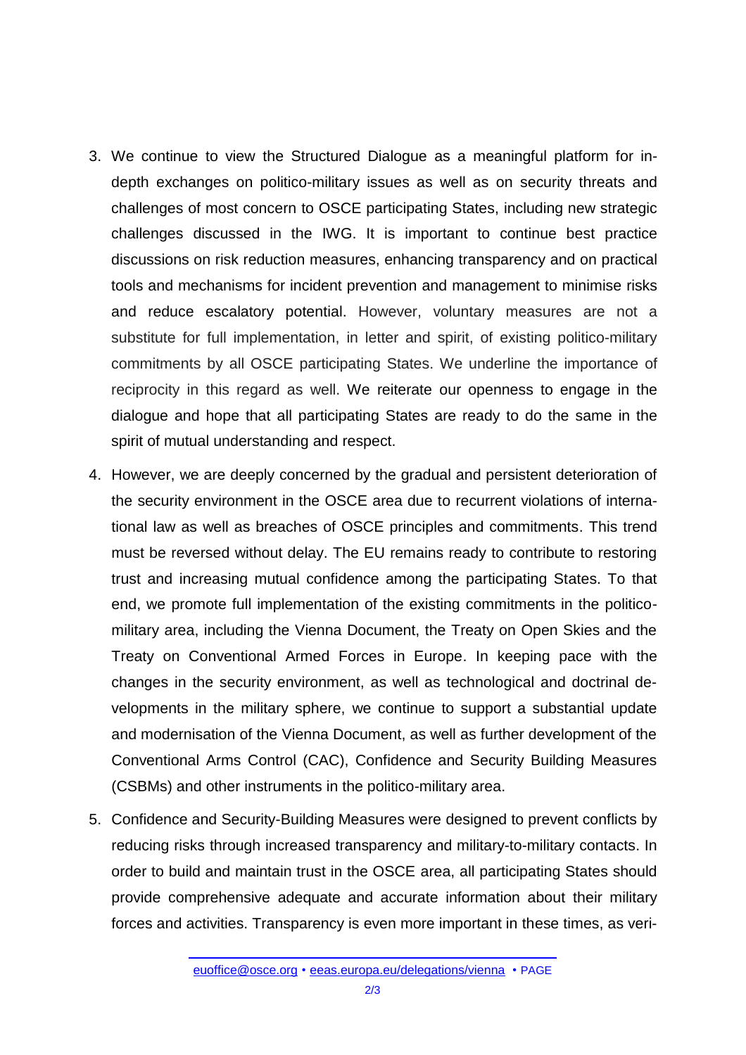3. We continue to view the Structured Dialogue as a meaningful platform for in-depth exchanges on politico-military issues as well as on security threats and challenges of most concern to OSCE participating States, including new strategic challenges discussed in the IWG. It is important to continue best practice discussions on risk reduction measures, enhancing transparency and on practical tools and mechanisms for incident prevention and management to minimise risks and reduce escalatory potential. However, voluntary measures are not a substitute for full implementation, in letter and spirit, of existing politico-military commitments by all OSCE participating States. We underline the importance of reciprocity in this regard as well. We reiterate our openness to engage in the dialogue and hope that all participating States are ready to do the same in the spirit of mutual understanding and respect.

4. However, we are deeply concerned by the gradual and persistent deterioration of the security environment in the OSCE area due to recurrent violations of international law as well as breaches of OSCE principles and commitments. This trend must be reversed without delay. The EU remains ready to contribute to restoring trust and increasing mutual confidence among the participating States. To that end, we promote full implementation of the existing commitments in the politico-military area, including the Vienna Document, the Treaty on Open Skies and the Treaty on Conventional Armed Forces in Europe. In keeping pace with the changes in the security environment, as well as technological and doctrinal developments in the military sphere, we continue to support a substantial update and modernisation of the Vienna Document, as well as further development of the Conventional Arms Control (CAC), Confidence and Security Building Measures (CSBMs) and other instruments in the politico-military area.

5. Confidence and Security-Building Measures were designed to prevent conflicts by reducing risks through increased transparency and military-to-military contacts. In order to build and maintain trust in the OSCE area, all participating States should provide comprehensive adequate and accurate information about their military forces and activities. Transparency is even more important in these times, as veri-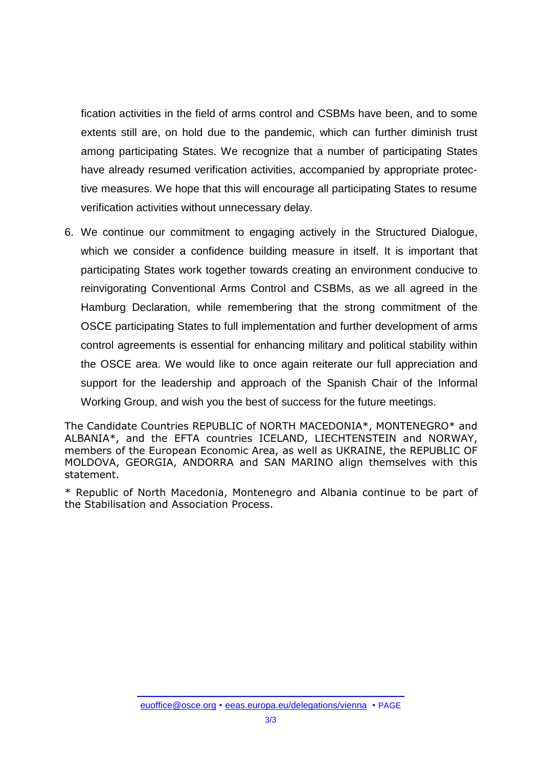fication activities in the field of arms control and CSBMs have been, and to some extents still are, on hold due to the pandemic, which can further diminish trust among participating States. We recognize that a number of participating States have already resumed verification activities, accompanied by appropriate protective measures. We hope that this will encourage all participating States to resume verification activities without unnecessary delay.

6. We continue our commitment to engaging actively in the Structured Dialogue, which we consider a confidence building measure in itself. It is important that participating States work together towards creating an environment conducive to reinvigorating Conventional Arms Control and CSBMs, as we all agreed in the Hamburg Declaration, while remembering that the strong commitment of the OSCE participating States to full implementation and further development of arms control agreements is essential for enhancing military and political stability within the OSCE area. We would like to once again reiterate our full appreciation and support for the leadership and approach of the Spanish Chair of the Informal Working Group, and wish you the best of success for the future meetings.

The Candidate Countries REPUBLIC of NORTH MACEDONIA*, MONTENEGRO* and ALBANIA*, and the EFTA countries ICELAND, LIECHTENSTEIN and NORWAY, members of the European Economic Area, as well as UKRAINE, the REPUBLIC OF MOLDOVA, GEORGIA, ANDORRA and SAN MARINO align themselves with this statement.

* Republic of North Macedonia, Montenegro and Albania continue to be part of the Stabilisation and Association Process.

euoffice@osce.org • eeas.europa.eu/delegations/vienna